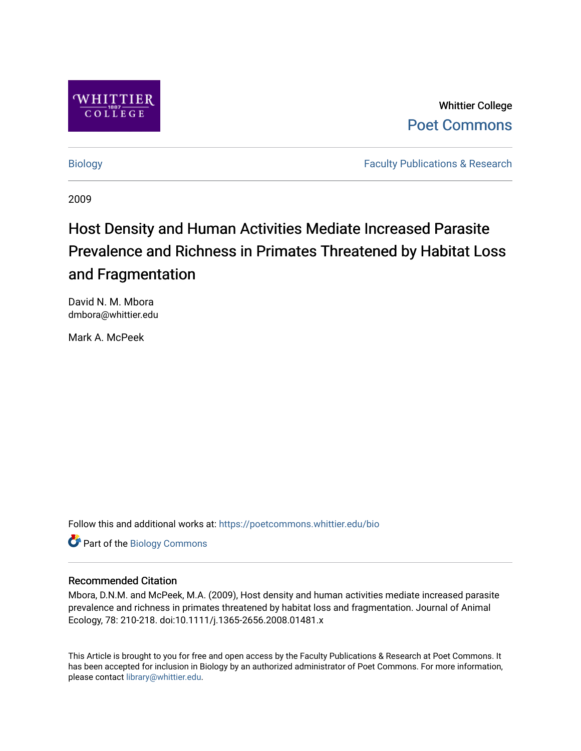Whittier College

Poet Commons

Biology

Faculty Publications & Research

2009

# Host Density and Human Activities Mediate Increased Parasite Prevalence and Richness in Primates Threatened by Habitat Loss and Fragmentation

David N. M. Mbora
dmbora@whittier.edu

Mark A. McPeek

Follow this and additional works at: https://poetcommons.whittier.edu/bio

Part of the Biology Commons

## Recommended Citation

Mbora, D.N.M. and McPeek, M.A. (2009), Host density and human activities mediate increased parasite prevalence and richness in primates threatened by habitat loss and fragmentation. Journal of Animal Ecology, 78: 210-218. doi:10.1111/j.1365-2656.2008.01481.x

This Article is brought to you for free and open access by the Faculty Publications & Research at Poet Commons. It has been accepted for inclusion in Biology by an authorized administrator of Poet Commons. For more information, please contact library@whittier.edu.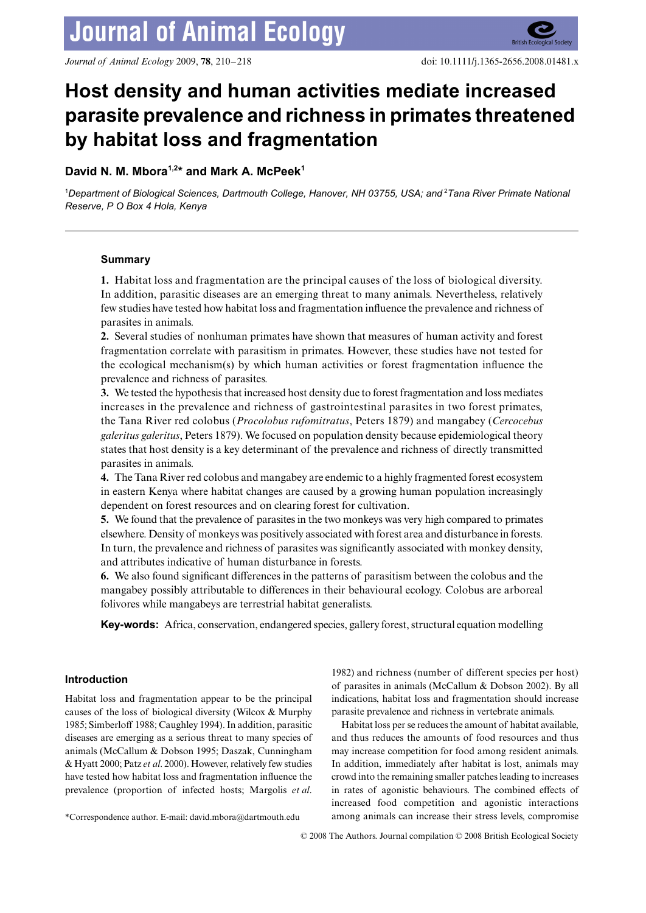# Host density and human activities mediate increased parasite prevalence and richness in primates threatened by habitat loss and fragmentation

**David N. M. Mbora[1,2]* and Mark A. McPeek[1]**

[1]*Department of Biological Sciences, Dartmouth College, Hanover, NH 03755, USA; and* [2]*Tana River Primate National Reserve, P O Box 4 Hola, Kenya*

## Summary

**1.** Habitat loss and fragmentation are the principal causes of the loss of biological diversity. In addition, parasitic diseases are an emerging threat to many animals. Nevertheless, relatively few studies have tested how habitat loss and fragmentation influence the prevalence and richness of parasites in animals.

**2.** Several studies of nonhuman primates have shown that measures of human activity and forest fragmentation correlate with parasitism in primates. However, these studies have not tested for the ecological mechanism(s) by which human activities or forest fragmentation influence the prevalence and richness of parasites.

**3.** We tested the hypothesis that increased host density due to forest fragmentation and loss mediates increases in the prevalence and richness of gastrointestinal parasites in two forest primates, the Tana River red colobus (*Procolobus rufomitratus*, Peters 1879) and mangabey (*Cercocebus galeritus galeritus*, Peters 1879). We focused on population density because epidemiological theory states that host density is a key determinant of the prevalence and richness of directly transmitted parasites in animals.

**4.** The Tana River red colobus and mangabey are endemic to a highly fragmented forest ecosystem in eastern Kenya where habitat changes are caused by a growing human population increasingly dependent on forest resources and on clearing forest for cultivation.

**5.** We found that the prevalence of parasites in the two monkeys was very high compared to primates elsewhere. Density of monkeys was positively associated with forest area and disturbance in forests. In turn, the prevalence and richness of parasites was significantly associated with monkey density, and attributes indicative of human disturbance in forests.

**6.** We also found significant differences in the patterns of parasitism between the colobus and the mangabey possibly attributable to differences in their behavioural ecology. Colobus are arboreal folivores while mangabeys are terrestrial habitat generalists.

**Key-words:** Africa, conservation, endangered species, gallery forest, structural equation modelling

## Introduction

Habitat loss and fragmentation appear to be the principal causes of the loss of biological diversity (Wilcox & Murphy 1985; Simberloff 1988; Caughley 1994). In addition, parasitic diseases are emerging as a serious threat to many species of animals (McCallum & Dobson 1995; Daszak, Cunningham & Hyatt 2000; Patz *et al*. 2000). However, relatively few studies have tested how habitat loss and fragmentation influence the prevalence (proportion of infected hosts; Margolis *et al*. 1982) and richness (number of different species per host) of parasites in animals (McCallum & Dobson 2002). By all indications, habitat loss and fragmentation should increase parasite prevalence and richness in vertebrate animals.

Habitat loss per se reduces the amount of habitat available, and thus reduces the amounts of food resources and thus may increase competition for food among resident animals. In addition, immediately after habitat is lost, animals may crowd into the remaining smaller patches leading to increases in rates of agonistic behaviours. The combined effects of increased food competition and agonistic interactions among animals can increase their stress levels, compromise

*Correspondence author. E-mail: david.mbora@dartmouth.edu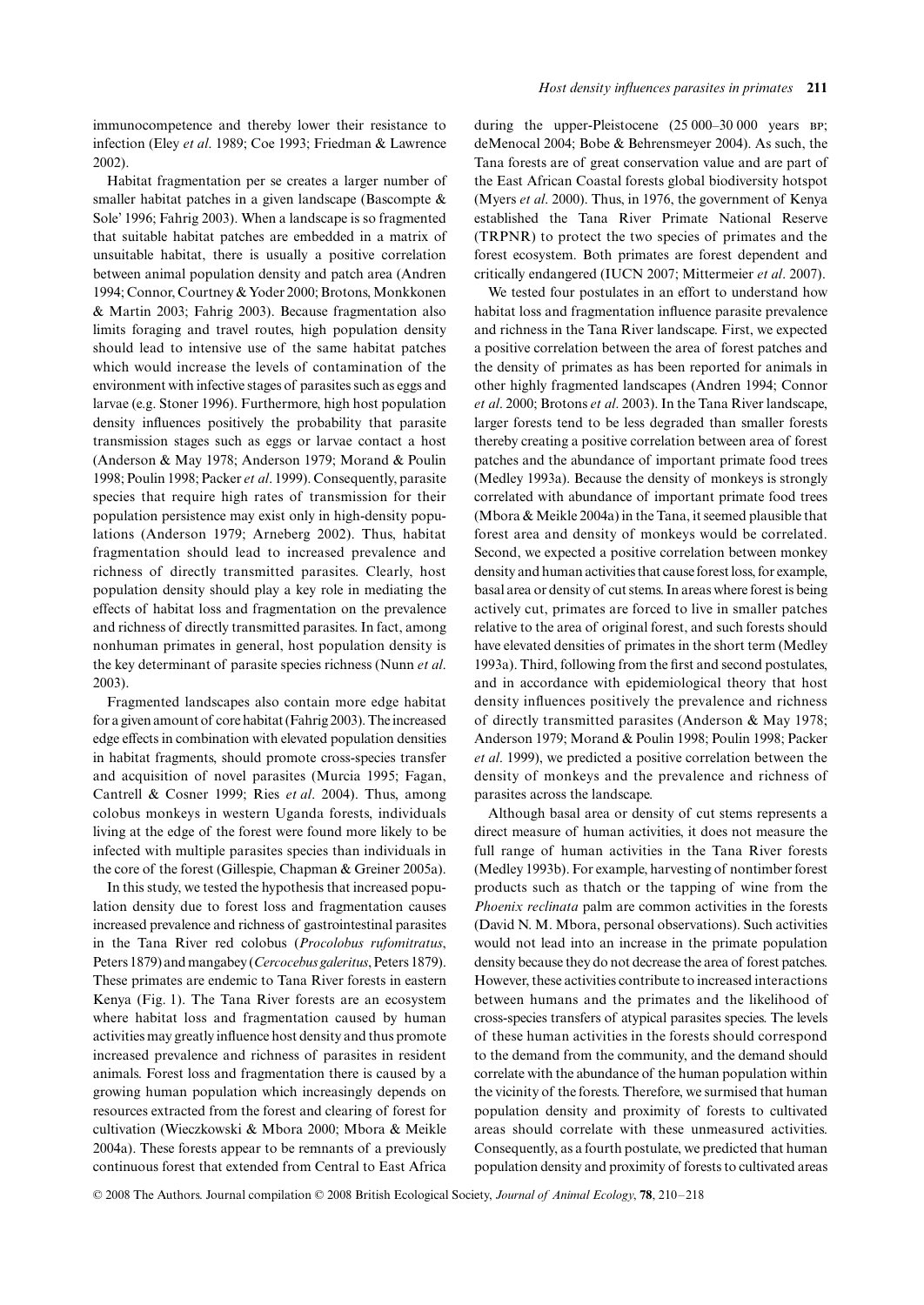immunocompetence and thereby lower their resistance to infection (Eley *et al*. 1989; Coe 1993; Friedman & Lawrence 2002).

Habitat fragmentation per se creates a larger number of smaller habitat patches in a given landscape (Bascompte & Sole' 1996; Fahrig 2003). When a landscape is so fragmented that suitable habitat patches are embedded in a matrix of unsuitable habitat, there is usually a positive correlation between animal population density and patch area (Andren 1994; Connor, Courtney & Yoder 2000; Brotons, Monkkonen & Martin 2003; Fahrig 2003). Because fragmentation also limits foraging and travel routes, high population density should lead to intensive use of the same habitat patches which would increase the levels of contamination of the environment with infective stages of parasites such as eggs and larvae (e.g. Stoner 1996). Furthermore, high host population density influences positively the probability that parasite transmission stages such as eggs or larvae contact a host (Anderson & May 1978; Anderson 1979; Morand & Poulin 1998; Poulin 1998; Packer *et al*. 1999). Consequently, parasite species that require high rates of transmission for their population persistence may exist only in high-density populations (Anderson 1979; Arneberg 2002). Thus, habitat fragmentation should lead to increased prevalence and richness of directly transmitted parasites. Clearly, host population density should play a key role in mediating the effects of habitat loss and fragmentation on the prevalence and richness of directly transmitted parasites. In fact, among nonhuman primates in general, host population density is the key determinant of parasite species richness (Nunn *et al*. 2003).

Fragmented landscapes also contain more edge habitat for a given amount of core habitat (Fahrig 2003). The increased edge effects in combination with elevated population densities in habitat fragments, should promote cross-species transfer and acquisition of novel parasites (Murcia 1995; Fagan, Cantrell & Cosner 1999; Ries *et al*. 2004). Thus, among colobus monkeys in western Uganda forests, individuals living at the edge of the forest were found more likely to be infected with multiple parasites species than individuals in the core of the forest (Gillespie, Chapman & Greiner 2005a).

In this study, we tested the hypothesis that increased population density due to forest loss and fragmentation causes increased prevalence and richness of gastrointestinal parasites in the Tana River red colobus (*Procolobus rufomitratus*, Peters 1879) and mangabey (*Cercocebus galeritus*, Peters 1879). These primates are endemic to Tana River forests in eastern Kenya (Fig. 1). The Tana River forests are an ecosystem where habitat loss and fragmentation caused by human activities may greatly influence host density and thus promote increased prevalence and richness of parasites in resident animals. Forest loss and fragmentation there is caused by a growing human population which increasingly depends on resources extracted from the forest and clearing of forest for cultivation (Wieczkowski & Mbora 2000; Mbora & Meikle 2004a). These forests appear to be remnants of a previously continuous forest that extended from Central to East Africa during the upper-Pleistocene (25 000–30 000 years BP; deMenocal 2004; Bobe & Behrensmeyer 2004). As such, the Tana forests are of great conservation value and are part of the East African Coastal forests global biodiversity hotspot (Myers *et al*. 2000). Thus, in 1976, the government of Kenya established the Tana River Primate National Reserve (TRPNR) to protect the two species of primates and the forest ecosystem. Both primates are forest dependent and critically endangered (IUCN 2007; Mittermeier *et al*. 2007).

We tested four postulates in an effort to understand how habitat loss and fragmentation influence parasite prevalence and richness in the Tana River landscape. First, we expected a positive correlation between the area of forest patches and the density of primates as has been reported for animals in other highly fragmented landscapes (Andren 1994; Connor *et al*. 2000; Brotons *et al*. 2003). In the Tana River landscape, larger forests tend to be less degraded than smaller forests thereby creating a positive correlation between area of forest patches and the abundance of important primate food trees (Medley 1993a). Because the density of monkeys is strongly correlated with abundance of important primate food trees (Mbora & Meikle 2004a) in the Tana, it seemed plausible that forest area and density of monkeys would be correlated. Second, we expected a positive correlation between monkey density and human activities that cause forest loss, for example, basal area or density of cut stems. In areas where forest is being actively cut, primates are forced to live in smaller patches relative to the area of original forest, and such forests should have elevated densities of primates in the short term (Medley 1993a). Third, following from the first and second postulates, and in accordance with epidemiological theory that host density influences positively the prevalence and richness of directly transmitted parasites (Anderson & May 1978; Anderson 1979; Morand & Poulin 1998; Poulin 1998; Packer *et al*. 1999), we predicted a positive correlation between the density of monkeys and the prevalence and richness of parasites across the landscape.

Although basal area or density of cut stems represents a direct measure of human activities, it does not measure the full range of human activities in the Tana River forests (Medley 1993b). For example, harvesting of nontimber forest products such as thatch or the tapping of wine from the *Phoenix reclinata* palm are common activities in the forests (David N. M. Mbora, personal observations). Such activities would not lead into an increase in the primate population density because they do not decrease the area of forest patches. However, these activities contribute to increased interactions between humans and the primates and the likelihood of cross-species transfers of atypical parasites species. The levels of these human activities in the forests should correspond to the demand from the community, and the demand should correlate with the abundance of the human population within the vicinity of the forests. Therefore, we surmised that human population density and proximity of forests to cultivated areas should correlate with these unmeasured activities. Consequently, as a fourth postulate, we predicted that human population density and proximity of forests to cultivated areas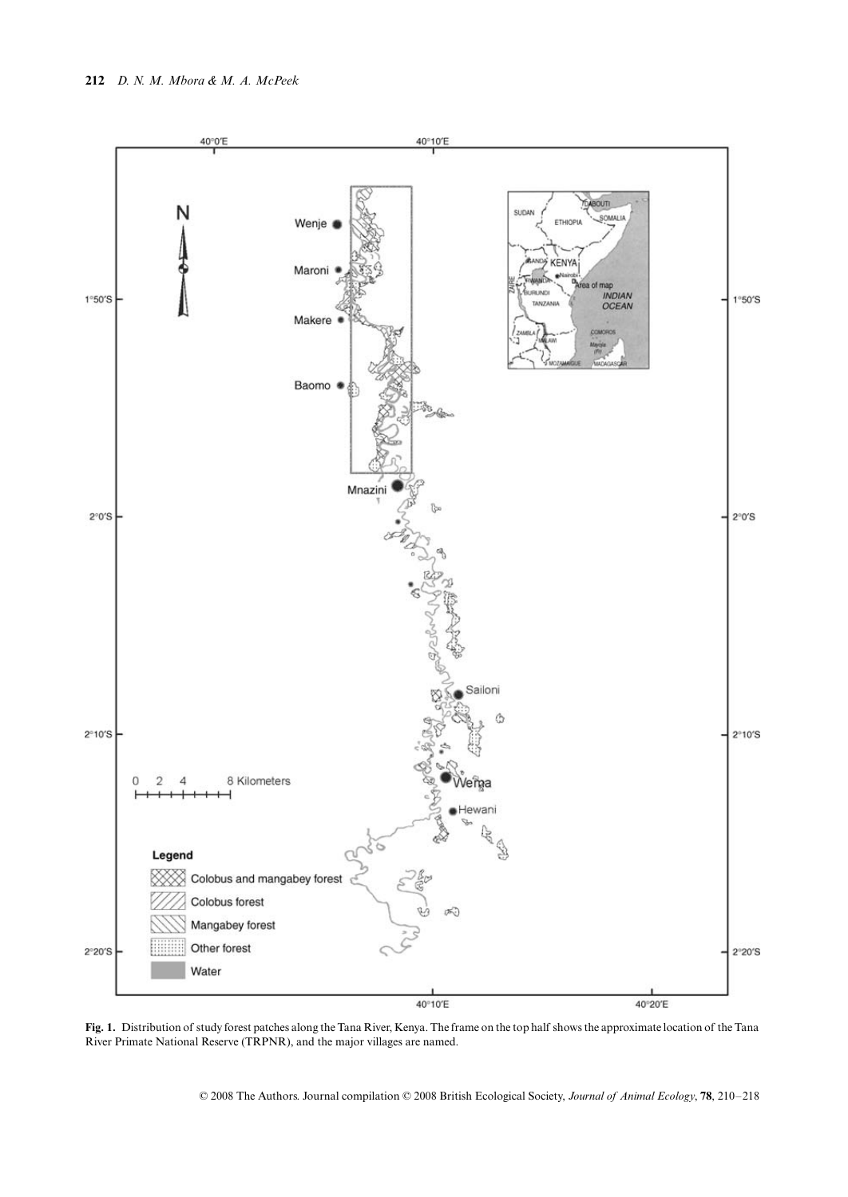**Fig. 1.** Distribution of study forest patches along the Tana River, Kenya. The frame on the top half shows the approximate location of the Tana River Primate National Reserve (TRPNR), and the major villages are named.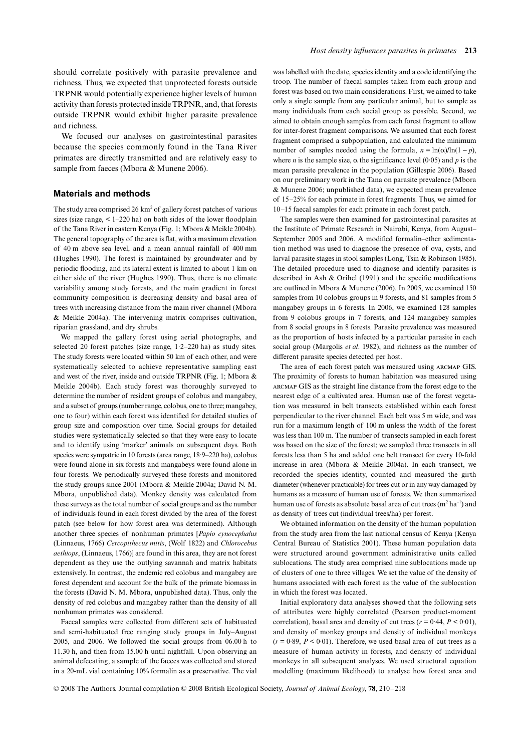should correlate positively with parasite prevalence and richness. Thus, we expected that unprotected forests outside TRPNR would potentially experience higher levels of human activity than forests protected inside TRPNR, and, that forests outside TRPNR would exhibit higher parasite prevalence and richness.

We focused our analyses on gastrointestinal parasites because the species commonly found in the Tana River primates are directly transmitted and are relatively easy to sample from faeces (Mbora & Munene 2006).

## Materials and methods

The study area comprised 26 km² of gallery forest patches of various sizes (size range, < 1–220 ha) on both sides of the lower floodplain of the Tana River in eastern Kenya (Fig. 1; Mbora & Meikle 2004b). The general topography of the area is flat, with a maximum elevation of 40 m above sea level, and a mean annual rainfall of 400 mm (Hughes 1990). The forest is maintained by groundwater and by periodic flooding, and its lateral extent is limited to about 1 km on either side of the river (Hughes 1990). Thus, there is no climate variability among study forests, and the main gradient in forest community composition is decreasing density and basal area of trees with increasing distance from the main river channel (Mbora & Meikle 2004a). The intervening matrix comprises cultivation, riparian grassland, and dry shrubs.

We mapped the gallery forest using aerial photographs, and selected 20 forest patches (size range, 1·2–220 ha) as study sites. The study forests were located within 50 km of each other, and were systematically selected to achieve representative sampling east and west of the river, inside and outside TRPNR (Fig. 1; Mbora & Meikle 2004b). Each study forest was thoroughly surveyed to determine the number of resident groups of colobus and mangabey, and a subset of groups (number range, colobus, one to three; mangabey, one to four) within each forest was identified for detailed studies of group size and composition over time. Social groups for detailed studies were systematically selected so that they were easy to locate and to identify using 'marker' animals on subsequent days. Both species were sympatric in 10 forests (area range, 18·9–220 ha), colobus were found alone in six forests and mangabeys were found alone in four forests. We periodically surveyed these forests and monitored the study groups since 2001 (Mbora & Meikle 2004a; David N. M. Mbora, unpublished data). Monkey density was calculated from these surveys as the total number of social groups and as the number of individuals found in each forest divided by the area of the forest patch (see below for how forest area was determined). Although another three species of nonhuman primates [*Papio cynocephalus* (Linnaeus, 1766) *Cercopithecus mitis*, (Wolf 1822) and *Chlorocebus aethiops*, (Linnaeus, 1766)] are found in this area, they are not forest dependent as they use the outlying savannah and matrix habitats extensively. In contrast, the endemic red colobus and mangabey are forest dependent and account for the bulk of the primate biomass in the forests (David N. M. Mbora, unpublished data). Thus, only the density of red colobus and mangabey rather than the density of all nonhuman primates was considered.

Faecal samples were collected from different sets of habituated and semi-habituated free ranging study groups in July–August 2005, and 2006. We followed the social groups from 06.00 h to 11.30 h, and then from 15.00 h until nightfall. Upon observing an animal defecating, a sample of the faeces was collected and stored in a 20-mL vial containing 10% formalin as a preservative. The vial was labelled with the date, species identity and a code identifying the troop. The number of faecal samples taken from each group and forest was based on two main considerations. First, we aimed to take only a single sample from any particular animal, but to sample as many individuals from each social group as possible. Second, we aimed to obtain enough samples from each forest fragment to allow for inter-forest fragment comparisons. We assumed that each forest fragment comprised a subpopulation, and calculated the minimum number of samples needed using the formula, $n = \ln(\alpha)/\ln(1 - p)$, where $n$ is the sample size, $\alpha$ the significance level (0·05) and $p$ is the mean parasite prevalence in the population (Gillespie 2006). Based on our preliminary work in the Tana on parasite prevalence (Mbora & Munene 2006; unpublished data), we expected mean prevalence of 15–25% for each primate in forest fragments. Thus, we aimed for 10–15 faecal samples for each primate in each forest patch.

The samples were then examined for gastrointestinal parasites at the Institute of Primate Research in Nairobi, Kenya, from August–September 2005 and 2006. A modified formalin–ether sedimentation method was used to diagnose the presence of ova, cysts, and larval parasite stages in stool samples (Long, Tsin & Robinson 1985). The detailed procedure used to diagnose and identify parasites is described in Ash & Orihel (1991) and the specific modifications are outlined in Mbora & Munene (2006). In 2005, we examined 150 samples from 10 colobus groups in 9 forests, and 81 samples from 5 mangabey groups in 6 forests. In 2006, we examined 128 samples from 9 colobus groups in 7 forests, and 124 mangabey samples from 8 social groups in 8 forests. Parasite prevalence was measured as the proportion of hosts infected by a particular parasite in each social group (Margolis *et al*. 1982), and richness as the number of different parasite species detected per host.

The area of each forest patch was measured using ARCMAP GIS. The proximity of forests to human habitation was measured using ARCMAP GIS as the straight line distance from the forest edge to the nearest edge of a cultivated area. Human use of the forest vegetation was measured in belt transects established within each forest perpendicular to the river channel. Each belt was 5 m wide, and was run for a maximum length of 100 m unless the width of the forest was less than 100 m. The number of transects sampled in each forest was based on the size of the forest; we sampled three transects in all forests less than 5 ha and added one belt transect for every 10-fold increase in area (Mbora & Meikle 2004a). In each transect, we recorded the species identity, counted and measured the girth diameter (whenever practicable) for trees cut or in any way damaged by humans as a measure of human use of forests. We then summarized human use of forests as absolute basal area of cut trees ($m^2\ ha^{-1}$) and as density of trees cut (individual trees/ha) per forest.

We obtained information on the density of the human population from the study area from the last national census of Kenya (Kenya Central Bureau of Statistics 2001). These human population data were structured around government administrative units called sublocations. The study area comprised nine sublocations made up of clusters of one to three villages. We set the value of the density of humans associated with each forest as the value of the sublocation in which the forest was located.

Initial exploratory data analyses showed that the following sets of attributes were highly correlated (Pearson product-moment correlation), basal area and density of cut trees ($r = 0{\cdot}44$, $P < 0{\cdot}01$), and density of monkey groups and density of individual monkeys ($r = 0{\cdot}89$, $P < 0{\cdot}01$). Therefore, we used basal area of cut trees as a measure of human activity in forests, and density of individual monkeys in all subsequent analyses. We used structural equation modelling (maximum likelihood) to analyse how forest area and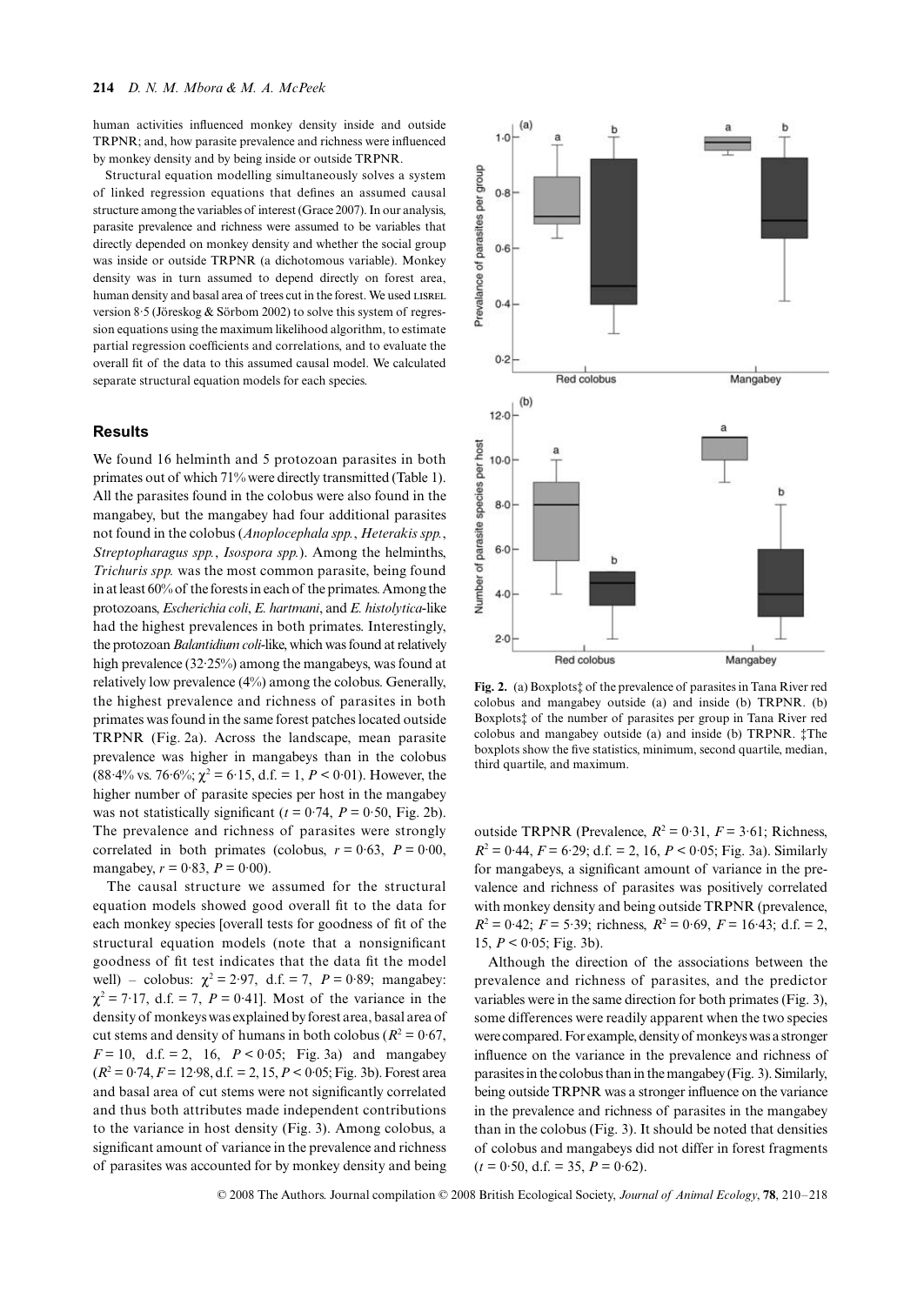human activities influenced monkey density inside and outside TRPNR; and, how parasite prevalence and richness were influenced by monkey density and by being inside or outside TRPNR.

Structural equation modelling simultaneously solves a system of linked regression equations that defines an assumed causal structure among the variables of interest (Grace 2007). In our analysis, parasite prevalence and richness were assumed to be variables that directly depended on monkey density and whether the social group was inside or outside TRPNR (a dichotomous variable). Monkey density was in turn assumed to depend directly on forest area, human density and basal area of trees cut in the forest. We used LISREL version 8·5 (Jöreskog & Sörbom 2002) to solve this system of regression equations using the maximum likelihood algorithm, to estimate partial regression coefficients and correlations, and to evaluate the overall fit of the data to this assumed causal model. We calculated separate structural equation models for each species.

## Results

We found 16 helminth and 5 protozoan parasites in both primates out of which 71% were directly transmitted (Table 1). All the parasites found in the colobus were also found in the mangabey, but the mangabey had four additional parasites not found in the colobus (*Anoplocephala spp.*, *Heterakis spp.*, *Streptopharagus spp.*, *Isospora spp.*). Among the helminths, *Trichuris spp.* was the most common parasite, being found in at least 60% of the forests in each of the primates. Among the protozoans, *Escherichia coli*, *E. hartmani*, and *E. histolytica*-like had the highest prevalences in both primates. Interestingly, the protozoan *Balantidium coli*-like, which was found at relatively high prevalence (32·25%) among the mangabeys, was found at relatively low prevalence (4%) among the colobus. Generally, the highest prevalence and richness of parasites in both primates was found in the same forest patches located outside TRPNR (Fig. 2a). Across the landscape, mean parasite prevalence was higher in mangabeys than in the colobus (88·4% vs. 76·6%; $\chi^2 = 6{\cdot}15$, d.f. = 1, $P < 0{\cdot}01$). However, the higher number of parasite species per host in the mangabey was not statistically significant ($t = 0{\cdot}74$, $P = 0{\cdot}50$, Fig. 2b). The prevalence and richness of parasites were strongly correlated in both primates (colobus, $r = 0{\cdot}63$, $P = 0{\cdot}00$, mangabey, $r = 0{\cdot}83$, $P = 0{\cdot}00$).

The causal structure we assumed for the structural equation models showed good overall fit to the data for each monkey species [overall tests for goodness of fit of the structural equation models (note that a nonsignificant goodness of fit test indicates that the data fit the model well) – colobus: $\chi^2 = 2{\cdot}97$, d.f. = 7, $P = 0{\cdot}89$; mangabey: $\chi^2 = 7{\cdot}17$, d.f. = 7, $P = 0{\cdot}41$]. Most of the variance in the density of monkeys was explained by forest area, basal area of cut stems and density of humans in both colobus ($R^2 = 0{\cdot}67$, $F = 10$, d.f. = 2, 16, $P < 0{\cdot}05$; Fig. 3a) and mangabey ($R^2 = 0{\cdot}74$, $F = 12{\cdot}98$, d.f. = 2, 15, $P < 0{\cdot}05$; Fig. 3b). Forest area and basal area of cut stems were not significantly correlated and thus both attributes made independent contributions to the variance in host density (Fig. 3). Among colobus, a significant amount of variance in the prevalence and richness of parasites was accounted for by monkey density and being outside TRPNR (Prevalence, $R^2 = 0{\cdot}31$, $F = 3{\cdot}61$; Richness, $R^2 = 0{\cdot}44$, $F = 6{\cdot}29$; d.f. = 2, 16, $P < 0{\cdot}05$; Fig. 3a). Similarly for mangabeys, a significant amount of variance in the prevalence and richness of parasites was positively correlated with monkey density and being outside TRPNR (prevalence, $R^2 = 0{\cdot}42$; $F = 5{\cdot}39$; richness, $R^2 = 0{\cdot}69$, $F = 16{\cdot}43$; d.f. = 2, 15, $P < 0{\cdot}05$; Fig. 3b).

Although the direction of the associations between the prevalence and richness of parasites, and the predictor variables were in the same direction for both primates (Fig. 3), some differences were readily apparent when the two species were compared. For example, density of monkeys was a stronger influence on the variance in the prevalence and richness of parasites in the colobus than in the mangabey (Fig. 3). Similarly, being outside TRPNR was a stronger influence on the variance in the prevalence and richness of parasites in the mangabey than in the colobus (Fig. 3). It should be noted that densities of colobus and mangabeys did not differ in forest fragments ($t = 0{\cdot}50$, d.f. = 35, $P = 0{\cdot}62$).

**Fig. 2.** (a) Boxplots‡ of the prevalence of parasites in Tana River red colobus and mangabey outside (a) and inside (b) TRPNR. (b) Boxplots‡ of the number of parasites per group in Tana River red colobus and mangabey outside (a) and inside (b) TRPNR. ‡The boxplots show the five statistics, minimum, second quartile, median, third quartile, and maximum.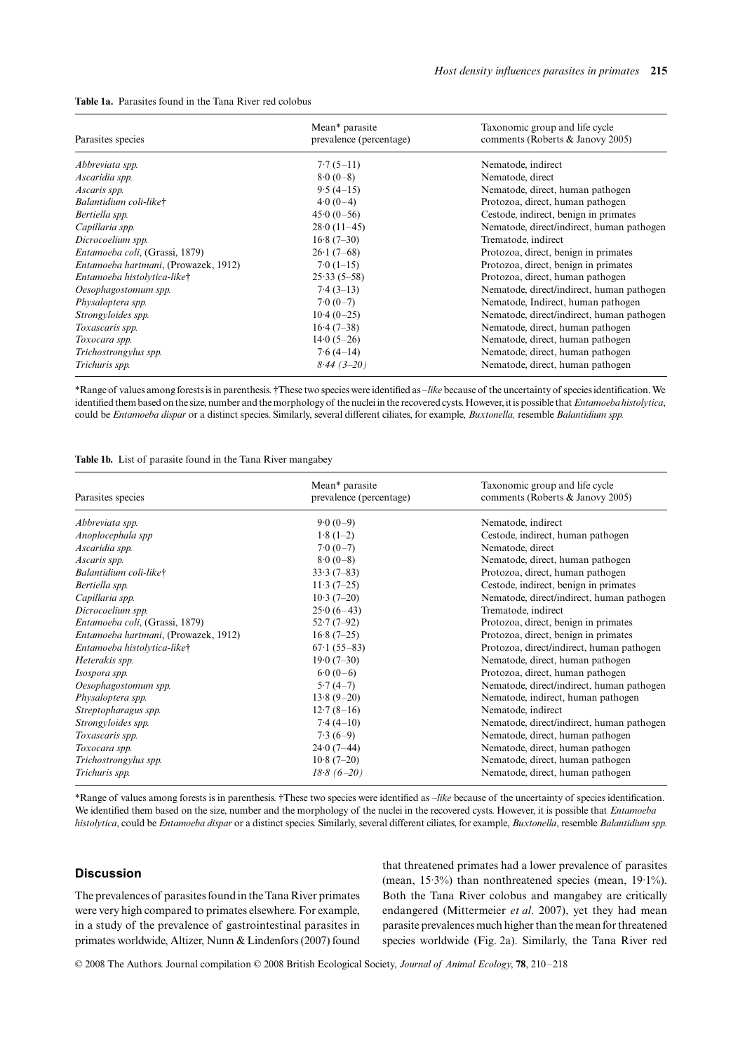**Table 1a.** Parasites found in the Tana River red colobus

| Parasites species | Mean* parasite prevalence (percentage) | Taxonomic group and life cycle comments (Roberts & Janovy 2005) |
|---|---|---|
| *Abbreviata spp.* | 7·7 (5–11) | Nematode, indirect |
| *Ascaridia spp.* | 8·0 (0–8) | Nematode, direct |
| *Ascaris spp.* | 9·5 (4–15) | Nematode, direct, human pathogen |
| *Balantidium coli-like*† | 4·0 (0–4) | Protozoa, direct, human pathogen |
| *Bertiella spp.* | 45·0 (0–56) | Cestode, indirect, benign in primates |
| *Capillaria spp.* | 28·0 (11–45) | Nematode, direct/indirect, human pathogen |
| *Dicrocoelium spp.* | 16·8 (7–30) | Trematode, indirect |
| *Entamoeba coli*, (Grassi, 1879) | 26·1 (7–68) | Protozoa, direct, benign in primates |
| *Entamoeba hartmani*, (Prowazek, 1912) | 7·0 (1–15) | Protozoa, direct, benign in primates |
| *Entamoeba histolytica-like*† | 25·33 (5–58) | Protozoa, direct, human pathogen |
| *Oesophagostomum spp.* | 7·4 (3–13) | Nematode, direct/indirect, human pathogen |
| *Physaloptera spp.* | 7·0 (0–7) | Nematode, Indirect, human pathogen |
| *Strongyloides spp.* | 10·4 (0–25) | Nematode, direct/indirect, human pathogen |
| *Toxascaris spp.* | 16·4 (7–38) | Nematode, direct, human pathogen |
| *Toxocara spp.* | 14·0 (5–26) | Nematode, direct, human pathogen |
| *Trichostrongylus spp.* | 7·6 (4–14) | Nematode, direct, human pathogen |
| *Trichuris spp.* | *8·44 (3–20)* | Nematode, direct, human pathogen |

*Range of values among forests is in parenthesis. †These two species were identified as *–like* because of the uncertainty of species identification. We identified them based on the size, number and the morphology of the nuclei in the recovered cysts. However, it is possible that *Entamoeba histolytica*, could be *Entamoeba dispar* or a distinct species. Similarly, several different ciliates, for example, *Buxtonella,* resemble *Balantidium spp.*

**Table 1b.** List of parasite found in the Tana River mangabey

| Parasites species | Mean* parasite prevalence (percentage) | Taxonomic group and life cycle comments (Roberts & Janovy 2005) |
|---|---|---|
| *Abbreviata spp.* | 9·0 (0–9) | Nematode, indirect |
| *Anoplocephala spp* | 1·8 (1–2) | Cestode, indirect, human pathogen |
| *Ascaridia spp.* | 7·0 (0–7) | Nematode, direct |
| *Ascaris spp.* | 8·0 (0–8) | Nematode, direct, human pathogen |
| *Balantidium coli-like*† | 33·3 (7–83) | Protozoa, direct, human pathogen |
| *Bertiella spp.* | 11·3 (7–25) | Cestode, indirect, benign in primates |
| *Capillaria spp.* | 10·3 (7–20) | Nematode, direct/indirect, human pathogen |
| *Dicrocoelium spp.* | 25·0 (6–43) | Trematode, indirect |
| *Entamoeba coli*, (Grassi, 1879) | 52·7 (7–92) | Protozoa, direct, benign in primates |
| *Entamoeba hartmani*, (Prowazek, 1912) | 16·8 (7–25) | Protozoa, direct, benign in primates |
| *Entamoeba histolytica-like*† | 67·1 (55–83) | Protozoa, direct/indirect, human pathogen |
| *Heterakis spp.* | 19·0 (7–30) | Nematode, direct, human pathogen |
| *Isospora spp.* | 6·0 (0–6) | Protozoa, direct, human pathogen |
| *Oesophagostomum spp.* | 5·7 (4–7) | Nematode, direct/indirect, human pathogen |
| *Physaloptera spp.* | 13·8 (9–20) | Nematode, indirect, human pathogen |
| *Streptopharagus spp.* | 12·7 (8–16) | Nematode, indirect |
| *Strongyloides spp.* | 7·4 (4–10) | Nematode, direct/indirect, human pathogen |
| *Toxascaris spp.* | 7·3 (6–9) | Nematode, direct, human pathogen |
| *Toxocara spp.* | 24·0 (7–44) | Nematode, direct, human pathogen |
| *Trichostrongylus spp.* | 10·8 (7–20) | Nematode, direct, human pathogen |
| *Trichuris spp.* | *18·8 (6–20)* | Nematode, direct, human pathogen |

*Range of values among forests is in parenthesis. †These two species were identified as *–like* because of the uncertainty of species identification. We identified them based on the size, number and the morphology of the nuclei in the recovered cysts. However, it is possible that *Entamoeba histolytica*, could be *Entamoeba dispar* or a distinct species. Similarly, several different ciliates, for example, *Buxtonella*, resemble *Balantidium spp.*

## Discussion

The prevalences of parasites found in the Tana River primates were very high compared to primates elsewhere. For example, in a study of the prevalence of gastrointestinal parasites in primates worldwide, Altizer, Nunn & Lindenfors (2007) found that threatened primates had a lower prevalence of parasites (mean, 15·3%) than nonthreatened species (mean, 19·1%). Both the Tana River colobus and mangabey are critically endangered (Mittermeier *et al*. 2007), yet they had mean parasite prevalences much higher than the mean for threatened species worldwide (Fig. 2a). Similarly, the Tana River red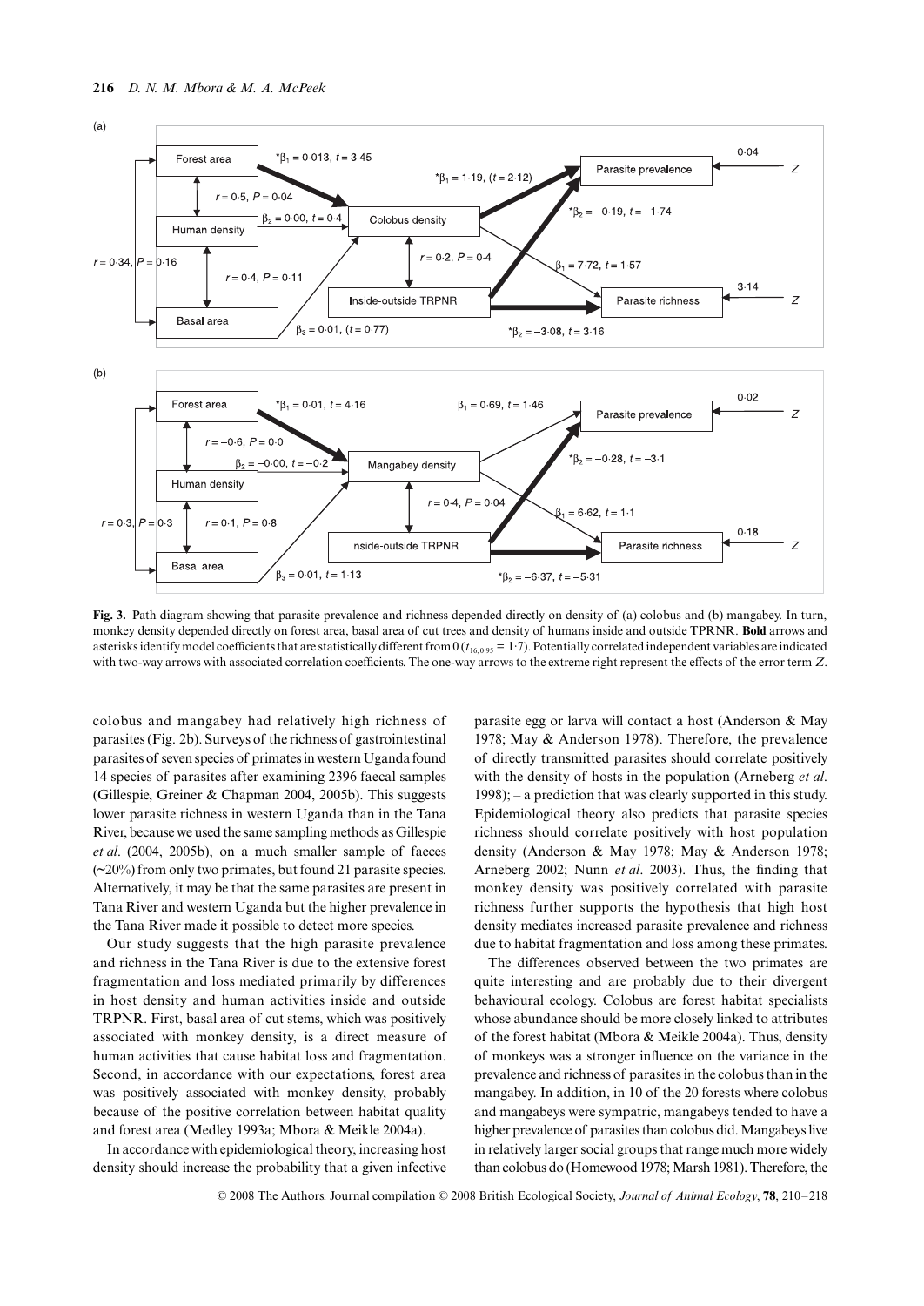(a)

(b)

**Fig. 3.** Path diagram showing that parasite prevalence and richness depended directly on density of (a) colobus and (b) mangabey. In turn, monkey density depended directly on forest area, basal area of cut trees and density of humans inside and outside TPRNR. **Bold** arrows and asterisks identify model coefficients that are statistically different from 0 ($t_{16,0\cdot95} = 1\cdot7$). Potentially correlated independent variables are indicated with two-way arrows with associated correlation coefficients. The one-way arrows to the extreme right represent the effects of the error term $Z$.

colobus and mangabey had relatively high richness of parasites (Fig. 2b). Surveys of the richness of gastrointestinal parasites of seven species of primates in western Uganda found 14 species of parasites after examining 2396 faecal samples (Gillespie, Greiner & Chapman 2004, 2005b). This suggests lower parasite richness in western Uganda than in the Tana River, because we used the same sampling methods as Gillespie *et al*. (2004, 2005b), on a much smaller sample of faeces (~20%) from only two primates, but found 21 parasite species. Alternatively, it may be that the same parasites are present in Tana River and western Uganda but the higher prevalence in the Tana River made it possible to detect more species.

Our study suggests that the high parasite prevalence and richness in the Tana River is due to the extensive forest fragmentation and loss mediated primarily by differences in host density and human activities inside and outside TRPNR. First, basal area of cut stems, which was positively associated with monkey density, is a direct measure of human activities that cause habitat loss and fragmentation. Second, in accordance with our expectations, forest area was positively associated with monkey density, probably because of the positive correlation between habitat quality and forest area (Medley 1993a; Mbora & Meikle 2004a).

In accordance with epidemiological theory, increasing host density should increase the probability that a given infective parasite egg or larva will contact a host (Anderson & May 1978; May & Anderson 1978). Therefore, the prevalence of directly transmitted parasites should correlate positively with the density of hosts in the population (Arneberg *et al*. 1998); – a prediction that was clearly supported in this study. Epidemiological theory also predicts that parasite species richness should correlate positively with host population density (Anderson & May 1978; May & Anderson 1978; Arneberg 2002; Nunn *et al*. 2003). Thus, the finding that monkey density was positively correlated with parasite richness further supports the hypothesis that high host density mediates increased parasite prevalence and richness due to habitat fragmentation and loss among these primates.

The differences observed between the two primates are quite interesting and are probably due to their divergent behavioural ecology. Colobus are forest habitat specialists whose abundance should be more closely linked to attributes of the forest habitat (Mbora & Meikle 2004a). Thus, density of monkeys was a stronger influence on the variance in the prevalence and richness of parasites in the colobus than in the mangabey. In addition, in 10 of the 20 forests where colobus and mangabeys were sympatric, mangabeys tended to have a higher prevalence of parasites than colobus did. Mangabeys live in relatively larger social groups that range much more widely than colobus do (Homewood 1978; Marsh 1981). Therefore, the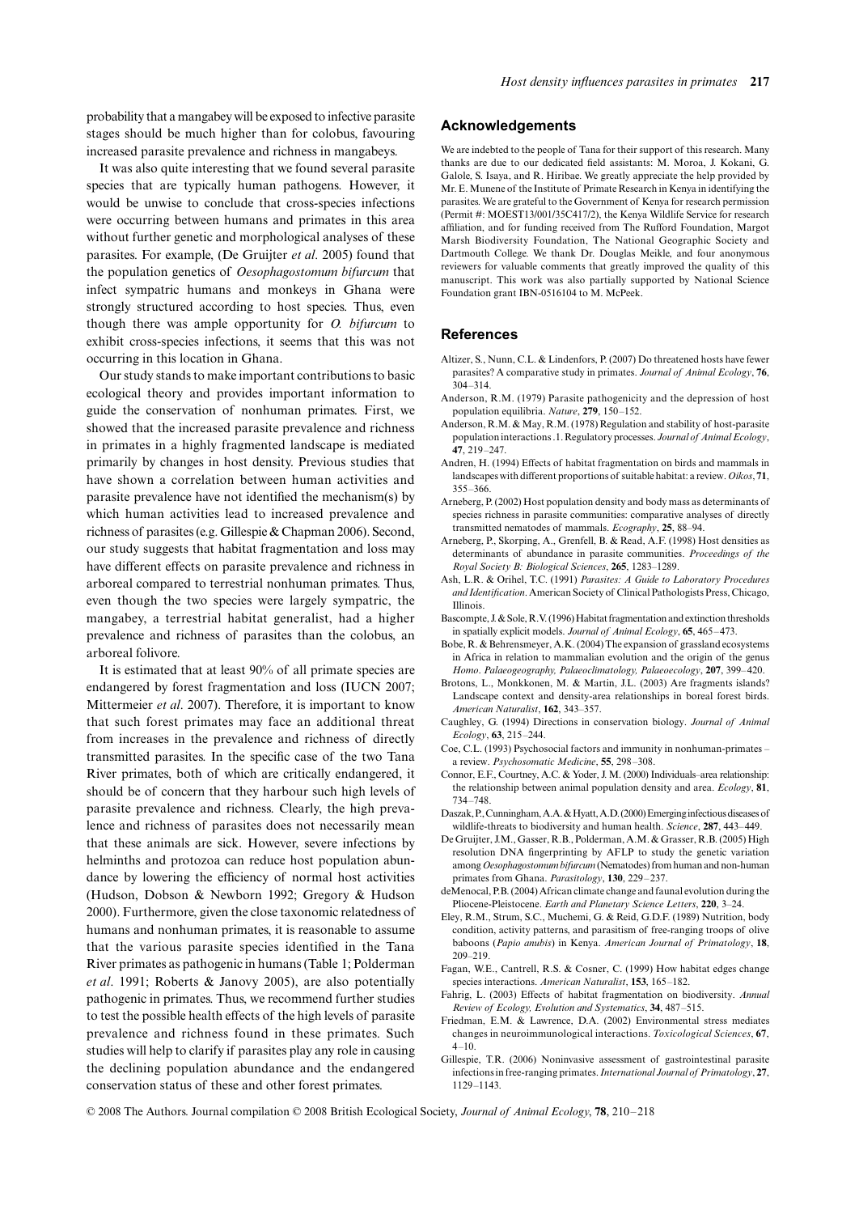probability that a mangabey will be exposed to infective parasite stages should be much higher than for colobus, favouring increased parasite prevalence and richness in mangabeys.

It was also quite interesting that we found several parasite species that are typically human pathogens. However, it would be unwise to conclude that cross-species infections were occurring between humans and primates in this area without further genetic and morphological analyses of these parasites. For example, (De Gruijter *et al*. 2005) found that the population genetics of *Oesophagostomum bifurcum* that infect sympatric humans and monkeys in Ghana were strongly structured according to host species. Thus, even though there was ample opportunity for *O. bifurcum* to exhibit cross-species infections, it seems that this was not occurring in this location in Ghana.

Our study stands to make important contributions to basic ecological theory and provides important information to guide the conservation of nonhuman primates. First, we showed that the increased parasite prevalence and richness in primates in a highly fragmented landscape is mediated primarily by changes in host density. Previous studies that have shown a correlation between human activities and parasite prevalence have not identified the mechanism(s) by which human activities lead to increased prevalence and richness of parasites (e.g. Gillespie & Chapman 2006). Second, our study suggests that habitat fragmentation and loss may have different effects on parasite prevalence and richness in arboreal compared to terrestrial nonhuman primates. Thus, even though the two species were largely sympatric, the mangabey, a terrestrial habitat generalist, had a higher prevalence and richness of parasites than the colobus, an arboreal folivore.

It is estimated that at least 90% of all primate species are endangered by forest fragmentation and loss (IUCN 2007; Mittermeier *et al*. 2007). Therefore, it is important to know that such forest primates may face an additional threat from increases in the prevalence and richness of directly transmitted parasites. In the specific case of the two Tana River primates, both of which are critically endangered, it should be of concern that they harbour such high levels of parasite prevalence and richness. Clearly, the high prevalence and richness of parasites does not necessarily mean that these animals are sick. However, severe infections by helminths and protozoa can reduce host population abundance by lowering the efficiency of normal host activities (Hudson, Dobson & Newborn 1992; Gregory & Hudson 2000). Furthermore, given the close taxonomic relatedness of humans and nonhuman primates, it is reasonable to assume that the various parasite species identified in the Tana River primates as pathogenic in humans (Table 1; Polderman *et al*. 1991; Roberts & Janovy 2005), are also potentially pathogenic in primates. Thus, we recommend further studies to test the possible health effects of the high levels of parasite prevalence and richness found in these primates. Such studies will help to clarify if parasites play any role in causing the declining population abundance and the endangered conservation status of these and other forest primates.

## Acknowledgements

We are indebted to the people of Tana for their support of this research. Many thanks are due to our dedicated field assistants: M. Moroa, J. Kokani, G. Galole, S. Isaya, and R. Hiribae. We greatly appreciate the help provided by Mr. E. Munene of the Institute of Primate Research in Kenya in identifying the parasites. We are grateful to the Government of Kenya for research permission (Permit #: MOEST13/001/35C417/2), the Kenya Wildlife Service for research affiliation, and for funding received from The Rufford Foundation, Margot Marsh Biodiversity Foundation, The National Geographic Society and Dartmouth College. We thank Dr. Douglas Meikle, and four anonymous reviewers for valuable comments that greatly improved the quality of this manuscript. This work was also partially supported by National Science Foundation grant IBN-0516104 to M. McPeek.

## References

Altizer, S., Nunn, C.L. & Lindenfors, P. (2007) Do threatened hosts have fewer parasites? A comparative study in primates. *Journal of Animal Ecology*, **76**, 304–314.

Anderson, R.M. (1979) Parasite pathogenicity and the depression of host population equilibria. *Nature*, **279**, 150–152.

Anderson, R.M. & May, R.M. (1978) Regulation and stability of host-parasite population interactions .1. Regulatory processes. *Journal of Animal Ecology*, **47**, 219–247.

Andren, H. (1994) Effects of habitat fragmentation on birds and mammals in landscapes with different proportions of suitable habitat: a review. *Oikos*, **71**, 355–366.

Arneberg, P. (2002) Host population density and body mass as determinants of species richness in parasite communities: comparative analyses of directly transmitted nematodes of mammals. *Ecography*, **25**, 88–94.

Arneberg, P., Skorping, A., Grenfell, B. & Read, A.F. (1998) Host densities as determinants of abundance in parasite communities. *Proceedings of the Royal Society B: Biological Sciences*, **265**, 1283–1289.

Ash, L.R. & Orihel, T.C. (1991) *Parasites: A Guide to Laboratory Procedures and Identification*. American Society of Clinical Pathologists Press, Chicago, Illinois.

Bascompte, J. & Sole, R.V. (1996) Habitat fragmentation and extinction thresholds in spatially explicit models. *Journal of Animal Ecology*, **65**, 465–473.

Bobe, R. & Behrensmeyer, A.K. (2004) The expansion of grassland ecosystems in Africa in relation to mammalian evolution and the origin of the genus *Homo*. *Palaeogeography, Palaeoclimatology, Palaeoecology*, **207**, 399–420.

Brotons, L., Monkkonen, M. & Martin, J.L. (2003) Are fragments islands? Landscape context and density-area relationships in boreal forest birds. *American Naturalist*, **162**, 343–357.

Caughley, G. (1994) Directions in conservation biology. *Journal of Animal Ecology*, **63**, 215–244.

Coe, C.L. (1993) Psychosocial factors and immunity in nonhuman-primates – a review. *Psychosomatic Medicine*, **55**, 298–308.

Connor, E.F., Courtney, A.C. & Yoder, J. M. (2000) Individuals–area relationship: the relationship between animal population density and area. *Ecology*, **81**, 734–748.

Daszak, P., Cunningham, A.A. & Hyatt, A.D. (2000) Emerging infectious diseases of wildlife-threats to biodiversity and human health. *Science*, **287**, 443–449.

De Gruijter, J.M., Gasser, R.B., Polderman, A.M. & Grasser, R.B. (2005) High resolution DNA fingerprinting by AFLP to study the genetic variation among *Oesophagostomum bifurcum* (Nematodes) from human and non-human primates from Ghana. *Parasitology*, **130**, 229–237.

deMenocal, P.B. (2004) African climate change and faunal evolution during the Pliocene-Pleistocene. *Earth and Planetary Science Letters*, **220**, 3–24.

Eley, R.M., Strum, S.C., Muchemi, G. & Reid, G.D.F. (1989) Nutrition, body condition, activity patterns, and parasitism of free-ranging troops of olive baboons (*Papio anubis*) in Kenya. *American Journal of Primatology*, **18**, 209–219.

Fagan, W.E., Cantrell, R.S. & Cosner, C. (1999) How habitat edges change species interactions. *American Naturalist*, **153**, 165–182.

Fahrig, L. (2003) Effects of habitat fragmentation on biodiversity. *Annual Review of Ecology, Evolution and Systematics*, **34**, 487–515.

Friedman, E.M. & Lawrence, D.A. (2002) Environmental stress mediates changes in neuroimmunological interactions. *Toxicological Sciences*, **67**, 4–10.

Gillespie, T.R. (2006) Noninvasive assessment of gastrointestinal parasite infections in free-ranging primates. *International Journal of Primatology*, **27**, 1129–1143.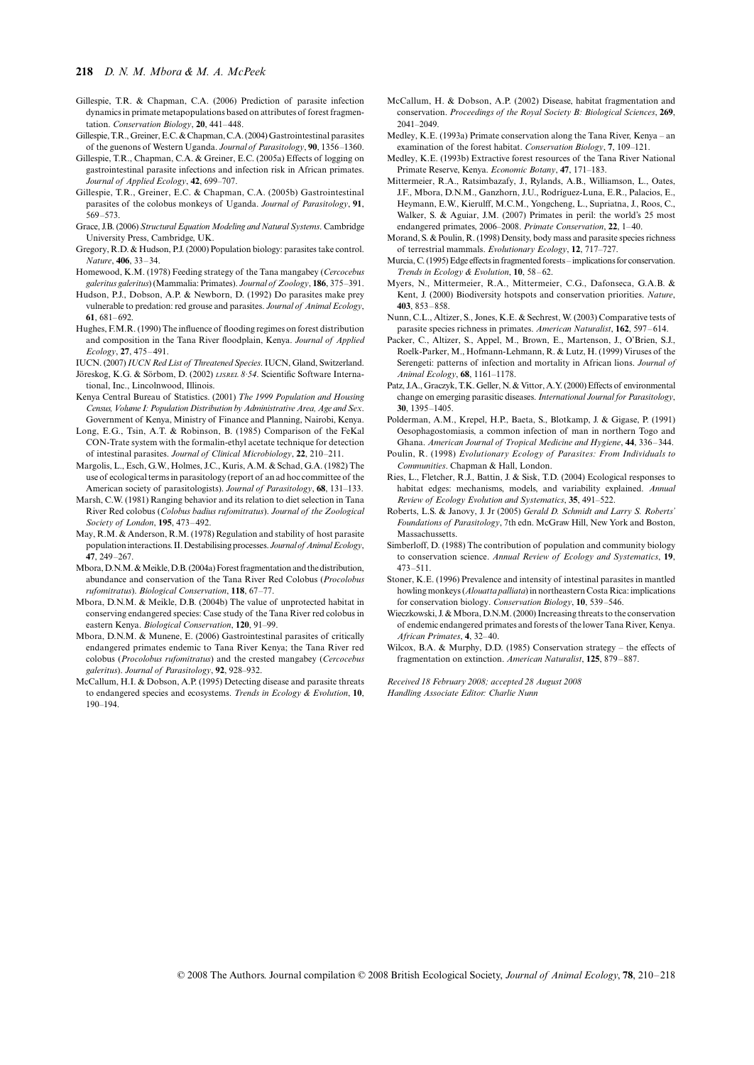Gillespie, T.R. & Chapman, C.A. (2006) Prediction of parasite infection dynamics in primate metapopulations based on attributes of forest fragmentation. *Conservation Biology*, **20**, 441–448.

Gillespie, T.R., Greiner, E.C. & Chapman, C.A. (2004) Gastrointestinal parasites of the guenons of Western Uganda. *Journal of Parasitology*, **90**, 1356–1360.

Gillespie, T.R., Chapman, C.A. & Greiner, E.C. (2005a) Effects of logging on gastrointestinal parasite infections and infection risk in African primates. *Journal of Applied Ecology*, **42**, 699–707.

Gillespie, T.R., Greiner, E.C. & Chapman, C.A. (2005b) Gastrointestinal parasites of the colobus monkeys of Uganda. *Journal of Parasitology*, **91**, 569–573.

Grace, J.B. (2006) *Structural Equation Modeling and Natural Systems*. Cambridge University Press, Cambridge, UK.

Gregory, R.D. & Hudson, P.J. (2000) Population biology: parasites take control. *Nature*, **406**, 33–34.

Homewood, K.M. (1978) Feeding strategy of the Tana mangabey (*Cercocebus galeritus galeritus*) (Mammalia: Primates). *Journal of Zoology*, **186**, 375–391.

Hudson, P.J., Dobson, A.P. & Newborn, D. (1992) Do parasites make prey vulnerable to predation: red grouse and parasites. *Journal of Animal Ecology*, **61**, 681–692.

Hughes, F.M.R. (1990) The influence of flooding regimes on forest distribution and composition in the Tana River floodplain, Kenya. *Journal of Applied Ecology*, **27**, 475–491.

IUCN. (2007) *IUCN Red List of Threatened Species*. IUCN, Gland, Switzerland.

Jöreskog, K.G. & Sörbom, D. (2002) *LISREL 8·54*. Scientific Software International, Inc., Lincolnwood, Illinois.

Kenya Central Bureau of Statistics. (2001) *The 1999 Population and Housing Census, Volume I: Population Distribution by Administrative Area, Age and Sex*. Government of Kenya, Ministry of Finance and Planning, Nairobi, Kenya.

Long, E.G., Tsin, A.T. & Robinson, B. (1985) Comparison of the FeKal CON-Trate system with the formalin-ethyl acetate technique for detection of intestinal parasites. *Journal of Clinical Microbiology*, **22**, 210–211.

Margolis, L., Esch, G.W., Holmes, J.C., Kuris, A.M. & Schad, G.A. (1982) The use of ecological terms in parasitology (report of an ad hoc committee of the American society of parasitologists). *Journal of Parasitology*, **68**, 131–133.

Marsh, C.W. (1981) Ranging behavior and its relation to diet selection in Tana River Red colobus (*Colobus badius rufomitratus*). *Journal of the Zoological Society of London*, **195**, 473–492.

May, R.M. & Anderson, R.M. (1978) Regulation and stability of host parasite population interactions. II. Destabilising processes. *Journal of Animal Ecology*, **47**, 249–267.

Mbora, D.N.M. & Meikle, D.B. (2004a) Forest fragmentation and the distribution, abundance and conservation of the Tana River Red Colobus (*Procolobus rufomitratus*). *Biological Conservation*, **118**, 67–77.

Mbora, D.N.M. & Meikle, D.B. (2004b) The value of unprotected habitat in conserving endangered species: Case study of the Tana River red colobus in eastern Kenya. *Biological Conservation*, **120**, 91–99.

Mbora, D.N.M. & Munene, E. (2006) Gastrointestinal parasites of critically endangered primates endemic to Tana River Kenya; the Tana River red colobus (*Procolobus rufomitratus*) and the crested mangabey (*Cercocebus galeritus*). *Journal of Parasitology*, **92**, 928–932.

McCallum, H.I. & Dobson, A.P. (1995) Detecting disease and parasite threats to endangered species and ecosystems. *Trends in Ecology & Evolution*, **10**, 190–194.

McCallum, H. & Dobson, A.P. (2002) Disease, habitat fragmentation and conservation. *Proceedings of the Royal Society B: Biological Sciences*, **269**, 2041–2049.

Medley, K.E. (1993a) Primate conservation along the Tana River, Kenya – an examination of the forest habitat. *Conservation Biology*, **7**, 109–121.

Medley, K.E. (1993b) Extractive forest resources of the Tana River National Primate Reserve, Kenya. *Economic Botany*, **47**, 171–183.

Mittermeier, R.A., Ratsimbazafy, J., Rylands, A.B., Williamson, L., Oates, J.F., Mbora, D.N.M., Ganzhorn, J.U., Rodríguez-Luna, E.R., Palacios, E., Heymann, E.W., Kierulff, M.C.M., Yongcheng, L., Supriatna, J., Roos, C., Walker, S. & Aguiar, J.M. (2007) Primates in peril: the world's 25 most endangered primates, 2006–2008. *Primate Conservation*, **22**, 1–40.

Morand, S. & Poulin, R. (1998) Density, body mass and parasite species richness of terrestrial mammals. *Evolutionary Ecology*, **12**, 717–727.

Murcia, C. (1995) Edge effects in fragmented forests – implications for conservation. *Trends in Ecology & Evolution*, **10**, 58–62.

Myers, N., Mittermeier, R.A., Mittermeier, C.G., Dafonseca, G.A.B. & Kent, J. (2000) Biodiversity hotspots and conservation priorities. *Nature*, **403**, 853–858.

Nunn, C.L., Altizer, S., Jones, K.E. & Sechrest, W. (2003) Comparative tests of parasite species richness in primates. *American Naturalist*, **162**, 597–614.

Packer, C., Altizer, S., Appel, M., Brown, E., Martenson, J., O'Brien, S.J., Roelk-Parker, M., Hofmann-Lehmann, R. & Lutz, H. (1999) Viruses of the Serengeti: patterns of infection and mortality in African lions. *Journal of Animal Ecology*, **68**, 1161–1178.

Patz, J.A., Graczyk, T.K. Geller, N. & Vittor, A.Y. (2000) Effects of environmental change on emerging parasitic diseases. *International Journal for Parasitology*, **30**, 1395–1405.

Polderman, A.M., Krepel, H.P., Baeta, S., Blotkamp, J. & Gigase, P. (1991) Oesophagostomiasis, a common infection of man in northern Togo and Ghana. *American Journal of Tropical Medicine and Hygiene*, **44**, 336–344.

Poulin, R. (1998) *Evolutionary Ecology of Parasites: From Individuals to Communities*. Chapman & Hall, London.

Ries, L., Fletcher, R.J., Battin, J. & Sisk, T.D. (2004) Ecological responses to habitat edges: mechanisms, models, and variability explained. *Annual Review of Ecology Evolution and Systematics*, **35**, 491–522.

Roberts, L.S. & Janovy, J. Jr (2005) *Gerald D. Schmidt and Larry S. Roberts' Foundations of Parasitology*, 7th edn. McGraw Hill, New York and Boston, Massachussetts.

Simberloff, D. (1988) The contribution of population and community biology to conservation science. *Annual Review of Ecology and Systematics*, **19**, 473–511.

Stoner, K.E. (1996) Prevalence and intensity of intestinal parasites in mantled howling monkeys (*Alouatta palliata*) in northeastern Costa Rica: implications for conservation biology. *Conservation Biology*, **10**, 539–546.

Wieczkowski, J. & Mbora, D.N.M. (2000) Increasing threats to the conservation of endemic endangered primates and forests of the lower Tana River, Kenya. *African Primates*, **4**, 32–40.

Wilcox, B.A. & Murphy, D.D. (1985) Conservation strategy – the effects of fragmentation on extinction. *American Naturalist*, **125**, 879–887.

*Received 18 February 2008; accepted 28 August 2008*
*Handling Associate Editor: Charlie Nunn*